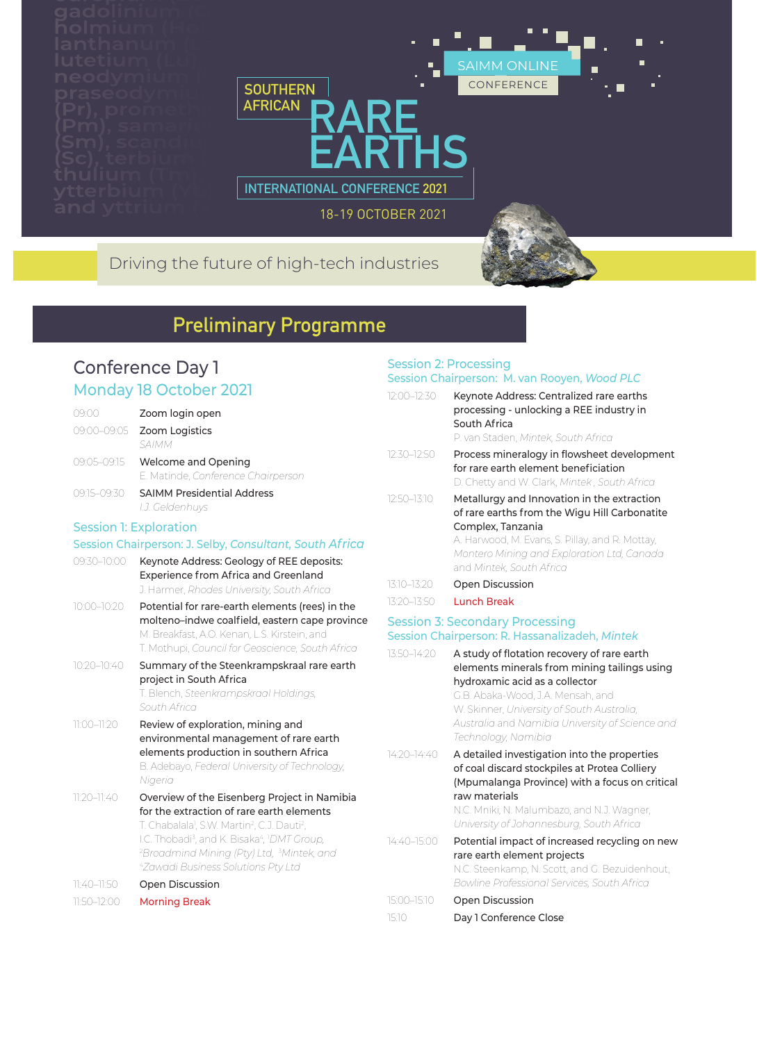SOUTHERN AFRICAN RARE EARTHS

SAIMM ONLINE CONFERENCE

INTERNATIONAL CONFERENCE 2021

18-19 OCTOBER 2021

Driving the future of high-tech industries

# Preliminary Programme

## Conference Day 1

### Monday 18 October 2021

| | |
|---|---|
| 09:00 | Zoom login open |
| 09:00–09:05 | Zoom Logistics<br>*SAIMM* |
| 09:05–09:15 | Welcome and Opening<br>E. Matinde, *Conference Chairperson* |
| 09:15–09:30 | SAIMM Presidential Address<br>*I.J. Geldenhuys* |

### Session 1: Exploration

**Session Chairperson: J. Selby, *Consultant, South Africa***

| | |
|---|---|
| 09:30–10:00 | Keynote Address: Geology of REE deposits: Experience from Africa and Greenland<br>J. Harmer, *Rhodes University, South Africa* |
| 10:00–10:20 | Potential for rare-earth elements (rees) in the molteno–indwe coalfield, eastern cape province<br>M. Breakfast, A.O. Kenan, L.S. Kirstein, and T. Mothupi, *Council for Geoscience, South Africa* |
| 10:20–10:40 | Summary of the Steenkrampskraal rare earth project in South Africa<br>T. Blench, *Steenkrampskraal Holdings, South Africa* |
| 11:00–11:20 | Review of exploration, mining and environmental management of rare earth elements production in southern Africa<br>B. Adebayo, *Federal University of Technology, Nigeria* |
| 11:20–11:40 | Overview of the Eisenberg Project in Namibia for the extraction of rare earth elements<br>T. Chabalala[1], S.W. Martin[2], C.J. Dauti[2], I.C. Thobadi[3], and K. Bisaka[4], [1]*DMT Group,* [2]*Broadmind Mining (Pty) Ltd,* [3]*Mintek, and* [4]*Zawadi Business Solutions Pty Ltd* |
| 11:40–11:50 | Open Discussion |
| 11:50–12:00 | Morning Break |

### Session 2: Processing

**Session Chairperson: M. van Rooyen, *Wood PLC***

| | |
|---|---|
| 12:00–12:30 | Keynote Address: Centralized rare earths processing - unlocking a REE industry in South Africa<br>P. van Staden, *Mintek, South Africa* |
| 12:30–12:50 | Process mineralogy in flowsheet development for rare earth element beneficiation<br>D. Chetty and W. Clark, *Mintek, South Africa* |
| 12:50–13:10 | Metallurgy and Innovation in the extraction of rare earths from the Wigu Hill Carbonatite Complex, Tanzania<br>A. Harwood, M. Evans, S. Pillay, and R. Mottay, *Montero Mining and Exploration Ltd, Canada* and *Mintek, South Africa* |
| 13:10–13:20 | Open Discussion |
| 13:20–13:50 | Lunch Break |

### Session 3: Secondary Processing

**Session Chairperson: R. Hassanalizadeh, *Mintek***

| | |
|---|---|
| 13:50–14:20 | A study of flotation recovery of rare earth elements minerals from mining tailings using hydroxamic acid as a collector<br>G.B. Abaka-Wood, J.A. Mensah, and W. Skinner, *University of South Australia, Australia* and *Namibia University of Science and Technology, Namibia* |
| 14:20–14:40 | A detailed investigation into the properties of coal discard stockpiles at Protea Colliery (Mpumalanga Province) with a focus on critical raw materials<br>N.C. Mniki, N. Malumbazo, and N.J. Wagner, *University of Johannesburg, South Africa* |
| 14:40–15:00 | Potential impact of increased recycling on new rare earth element projects<br>N.C. Steenkamp, N. Scott, and G. Bezuidenhout, *Bowline Professional Services, South Africa* |
| 15:00–15:10 | Open Discussion |
| 15:10 | Day 1 Conference Close |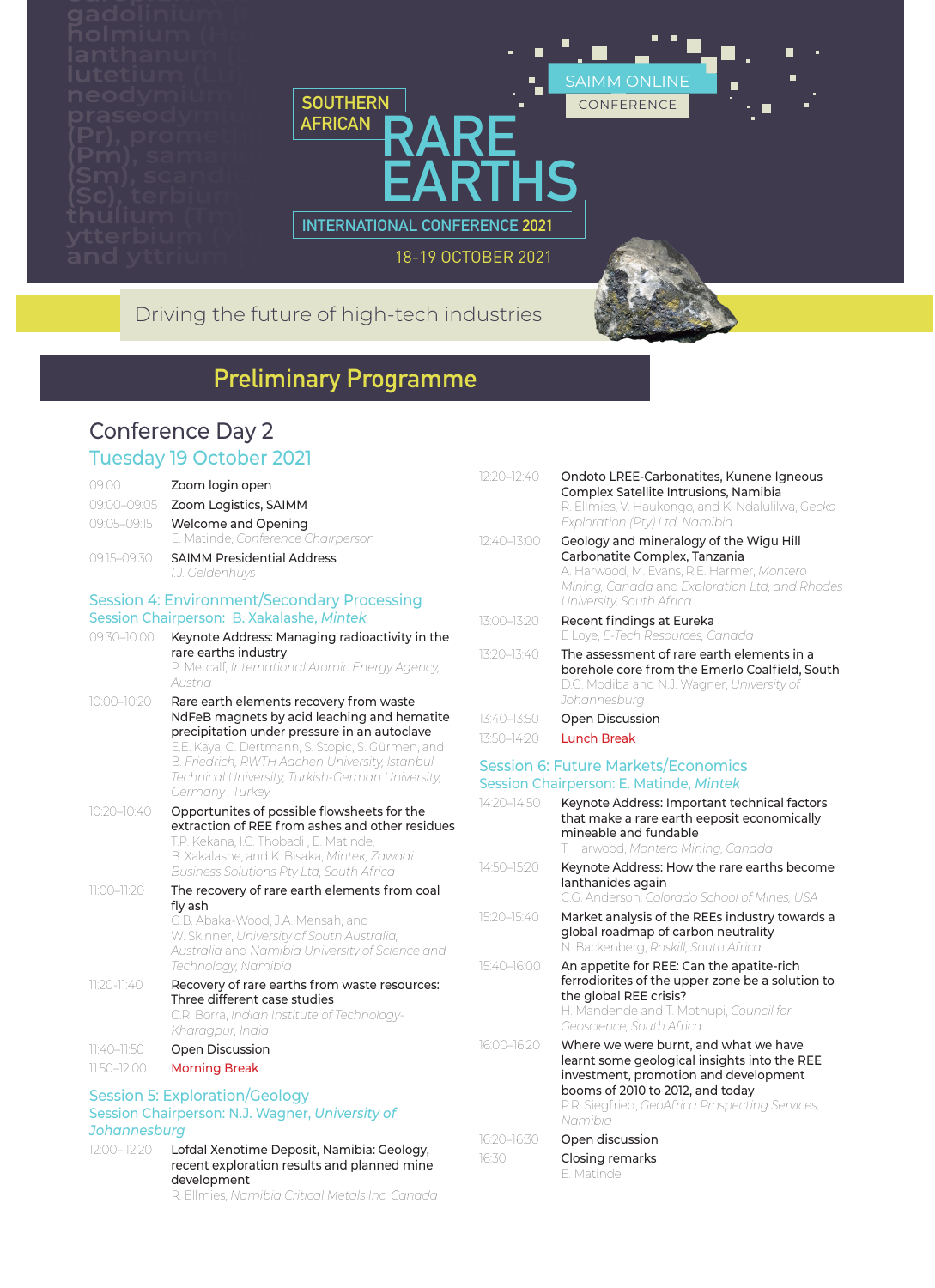SOUTHERN AFRICAN RARE EARTHS

INTERNATIONAL CONFERENCE 2021

SAIMM ONLINE CONFERENCE

18-19 OCTOBER 2021

Driving the future of high-tech industries

# Preliminary Programme

## Conference Day 2

### Tuesday 19 October 2021

09:00 Zoom login open

09:00–09:05 Zoom Logistics, SAIMM

09:05–09:15 Welcome and Opening
E. Matinde, *Conference Chairperson*

09:15–09:30 SAIMM Presidential Address
*I.J. Geldenhuys*

### Session 4: Environment/Secondary Processing

Session Chairperson: B. Xakalashe, *Mintek*

09:30–10:00 Keynote Address: Managing radioactivity in the rare earths industry
P. Metcalf, *International Atomic Energy Agency, Austria*

10:00–10:20 Rare earth elements recovery from waste NdFeB magnets by acid leaching and hematite precipitation under pressure in an autoclave
E.E. Kaya, C. Dertmann, S. Stopic, S. Gürmen, and B. Friedrich, *RWTH Aachen University, Istanbul Technical University, Turkish-German University, Germany, Turkey*

10:20–10:40 Opportunites of possible flowsheets for the extraction of REE from ashes and other residues
T.P. Kekana, I.C. Thobadi, E. Matinde, B. Xakalashe, and K. Bisaka, *Mintek, Zawadi Business Solutions Pty Ltd, South Africa*

11:00–11:20 The recovery of rare earth elements from coal fly ash
G.B. Abaka-Wood, J.A. Mensah, and W. Skinner, *University of South Australia, Australia* and *Namibia University of Science and Technology, Namibia*

11:20–11:40 Recovery of rare earths from waste resources: Three different case studies
C.R. Borra, *Indian Institute of Technology-Kharagpur, India*

11:40–11:50 Open Discussion

11:50–12:00 Morning Break

### Session 5: Exploration/Geology

Session Chairperson: N.J. Wagner, *University of Johannesburg*

12:00–12:20 Lofdal Xenotime Deposit, Namibia: Geology, recent exploration results and planned mine development
R. Ellmies, *Namibia Critical Metals Inc. Canada*

12:20–12:40 Ondoto LREE-Carbonatites, Kunene Igneous Complex Satellite Intrusions, Namibia
R. Ellmies, V. Haukongo, and K. Ndalulilwa, *Gecko Exploration (Pty) Ltd, Namibia*

12:40–13:00 Geology and mineralogy of the Wigu Hill Carbonatite Complex, Tanzania
A. Harwood, M. Evans, R.E. Harmer, *Montero Mining, Canada* and *Exploration Ltd, and Rhodes University, South Africa*

13:00–13:20 Recent findings at Eureka
E Loye, *E-Tech Resources, Canada*

13:20–13:40 The assessment of rare earth elements in a borehole core from the Emerlo Coalfield, South
D.G. Modiba and N.J. Wagner, *University of Johannesburg*

13:40–13:50 Open Discussion

13:50–14:20 Lunch Break

### Session 6: Future Markets/Economics

Session Chairperson: E. Matinde, *Mintek*

14:20–14:50 Keynote Address: Important technical factors that make a rare earth eeposit economically mineable and fundable
T. Harwood, *Montero Mining, Canada*

14:50–15:20 Keynote Address: How the rare earths become lanthanides again
C.G. Anderson, *Colorado School of Mines, USA*

15:20–15:40 Market analysis of the REEs industry towards a global roadmap of carbon neutrality
N. Backenberg, *Roskill, South Africa*

15:40–16:00 An appetite for REE: Can the apatite-rich ferrodiorites of the upper zone be a solution to the global REE crisis?
H. Mandende and T. Mothupi, *Council for Geoscience, South Africa*

16:00–16:20 Where we were burnt, and what we have learnt some geological insights into the REE investment, promotion and development booms of 2010 to 2012, and today
P.R. Siegfried, *GeoAfrica Prospecting Services, Namibia*

16:20–16:30 Open discussion

16:30 Closing remarks
E. Matinde